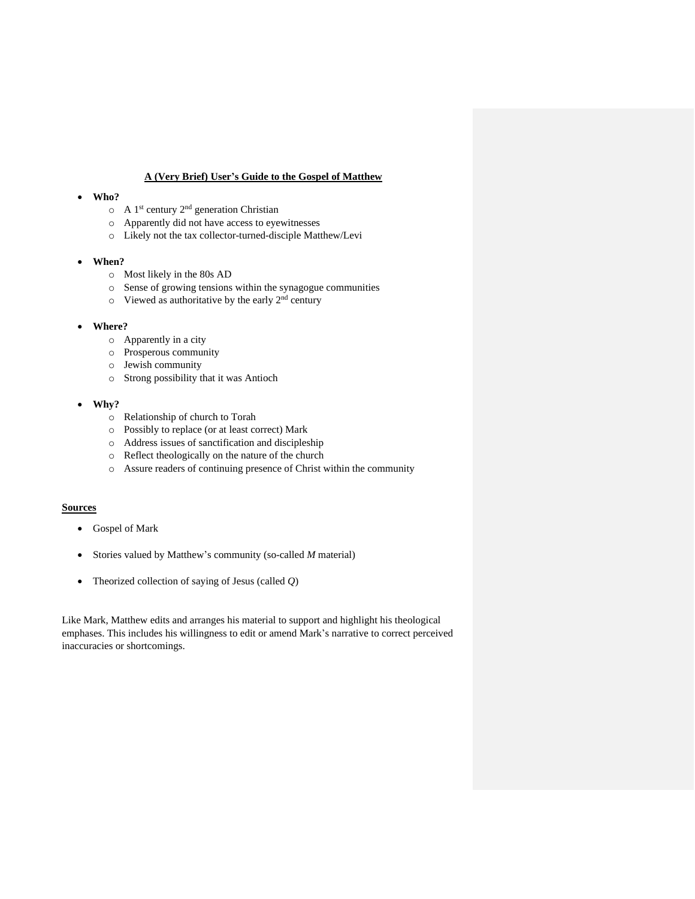# A (Very Brief) User's Guide to the Gospel of Matthew

- **Who?**
  - A 1st century 2nd generation Christian
  - Apparently did not have access to eyewitnesses
  - Likely not the tax collector-turned-disciple Matthew/Levi

- **When?**
  - Most likely in the 80s AD
  - Sense of growing tensions within the synagogue communities
  - Viewed as authoritative by the early 2nd century

- **Where?**
  - Apparently in a city
  - Prosperous community
  - Jewish community
  - Strong possibility that it was Antioch

- **Why?**
  - Relationship of church to Torah
  - Possibly to replace (or at least correct) Mark
  - Address issues of sanctification and discipleship
  - Reflect theologically on the nature of the church
  - Assure readers of continuing presence of Christ within the community

## Sources

- Gospel of Mark

- Stories valued by Matthew's community (so-called *M* material)

- Theorized collection of saying of Jesus (called *Q*)

Like Mark, Matthew edits and arranges his material to support and highlight his theological emphases. This includes his willingness to edit or amend Mark's narrative to correct perceived inaccuracies or shortcomings.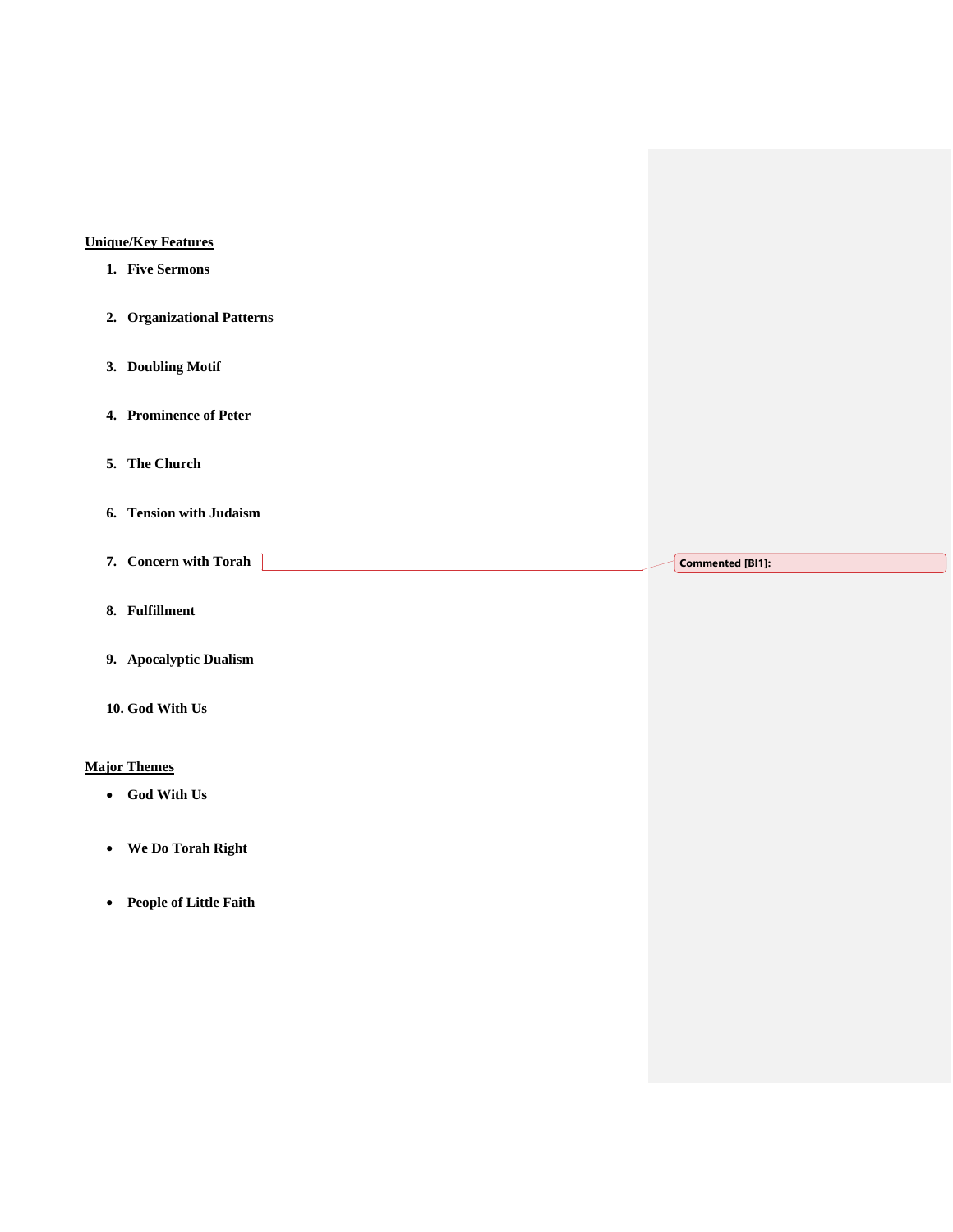**Unique/Key Features**

1. **Five Sermons**
2. **Organizational Patterns**
3. **Doubling Motif**
4. **Prominence of Peter**
5. **The Church**
6. **Tension with Judaism**
7. **Concern with Torah**
8. **Fulfillment**
9. **Apocalyptic Dualism**
10. **God With Us**

**Major Themes**

- **God With Us**
- **We Do Torah Right**
- **People of Little Faith**

**Commented [BI1]:**